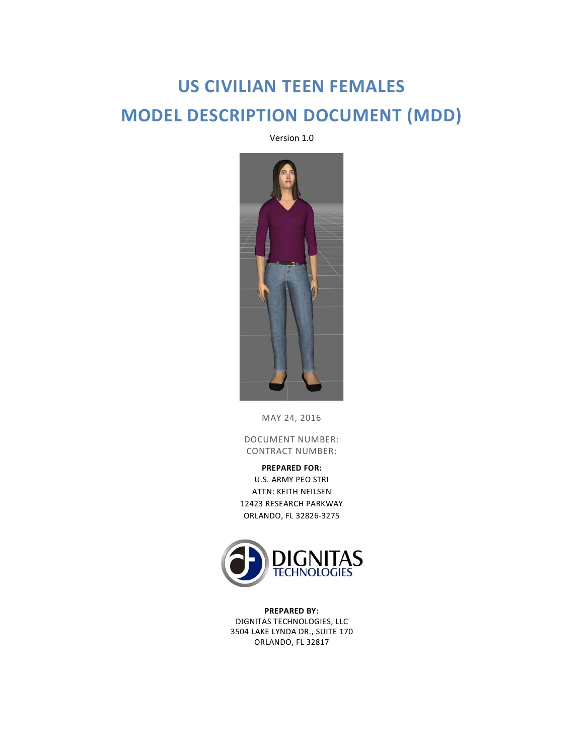# US CIVILIAN TEEN FEMALES

# MODEL DESCRIPTION DOCUMENT (MDD)

Version 1.0

MAY 24, 2016

DOCUMENT NUMBER:
CONTRACT NUMBER:

**PREPARED FOR:**
U.S. ARMY PEO STRI
ATTN: KEITH NEILSEN
12423 RESEARCH PARKWAY
ORLANDO, FL 32826-3275

DIGNITAS TECHNOLOGIES

**PREPARED BY:**
DIGNITAS TECHNOLOGIES, LLC
3504 LAKE LYNDA DR., SUITE 170
ORLANDO, FL 32817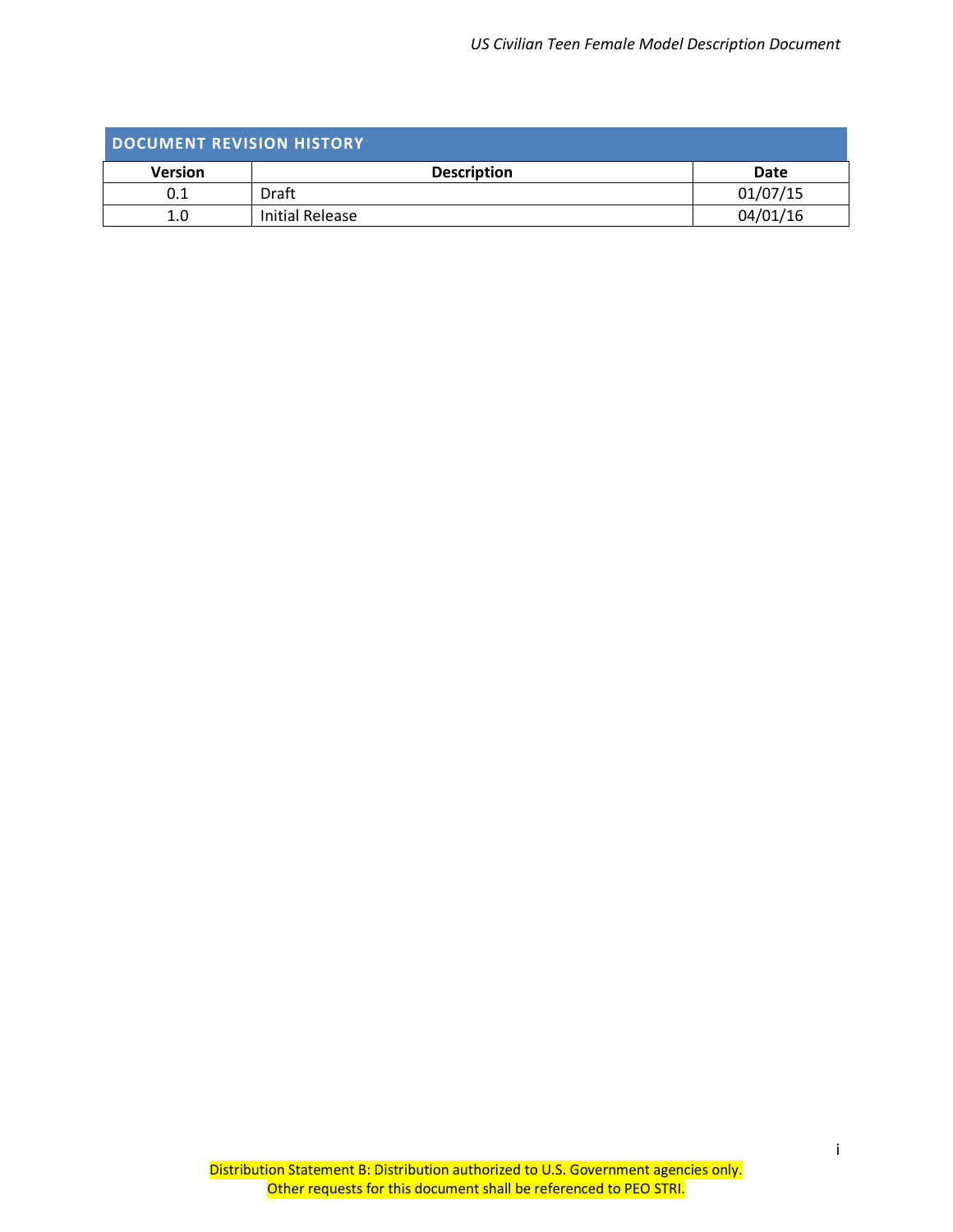## DOCUMENT REVISION HISTORY

| Version | Description | Date |
|---|---|---|
| 0.1 | Draft | 01/07/15 |
| 1.0 | Initial Release | 04/01/16 |

Distribution Statement B: Distribution authorized to U.S. Government agencies only.
Other requests for this document shall be referenced to PEO STRI.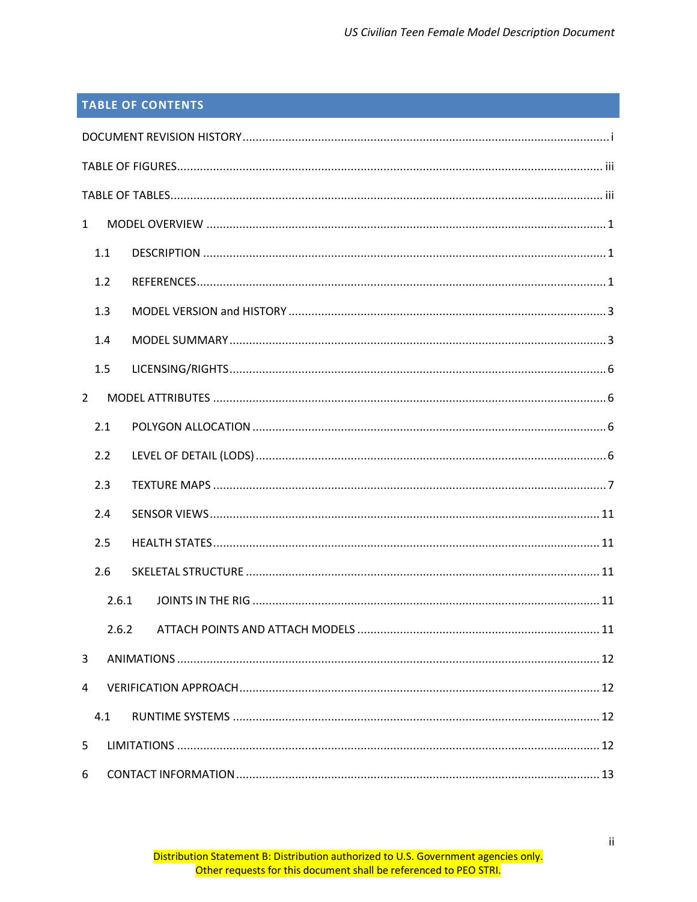## TABLE OF CONTENTS

DOCUMENT REVISION HISTORY ..... i

TABLE OF FIGURES ..... iii

TABLE OF TABLES ..... iii

1 MODEL OVERVIEW ..... 1

- 1.1 DESCRIPTION ..... 1
- 1.2 REFERENCES ..... 1
- 1.3 MODEL VERSION and HISTORY ..... 3
- 1.4 MODEL SUMMARY ..... 3
- 1.5 LICENSING/RIGHTS ..... 6

2 MODEL ATTRIBUTES ..... 6

- 2.1 POLYGON ALLOCATION ..... 6
- 2.2 LEVEL OF DETAIL (LODS) ..... 6
- 2.3 TEXTURE MAPS ..... 7
- 2.4 SENSOR VIEWS ..... 11
- 2.5 HEALTH STATES ..... 11
- 2.6 SKELETAL STRUCTURE ..... 11
  - 2.6.1 JOINTS IN THE RIG ..... 11
  - 2.6.2 ATTACH POINTS AND ATTACH MODELS ..... 11

3 ANIMATIONS ..... 12

4 VERIFICATION APPROACH ..... 12

- 4.1 RUNTIME SYSTEMS ..... 12

5 LIMITATIONS ..... 12

6 CONTACT INFORMATION ..... 13

Distribution Statement B: Distribution authorized to U.S. Government agencies only.
Other requests for this document shall be referenced to PEO STRI.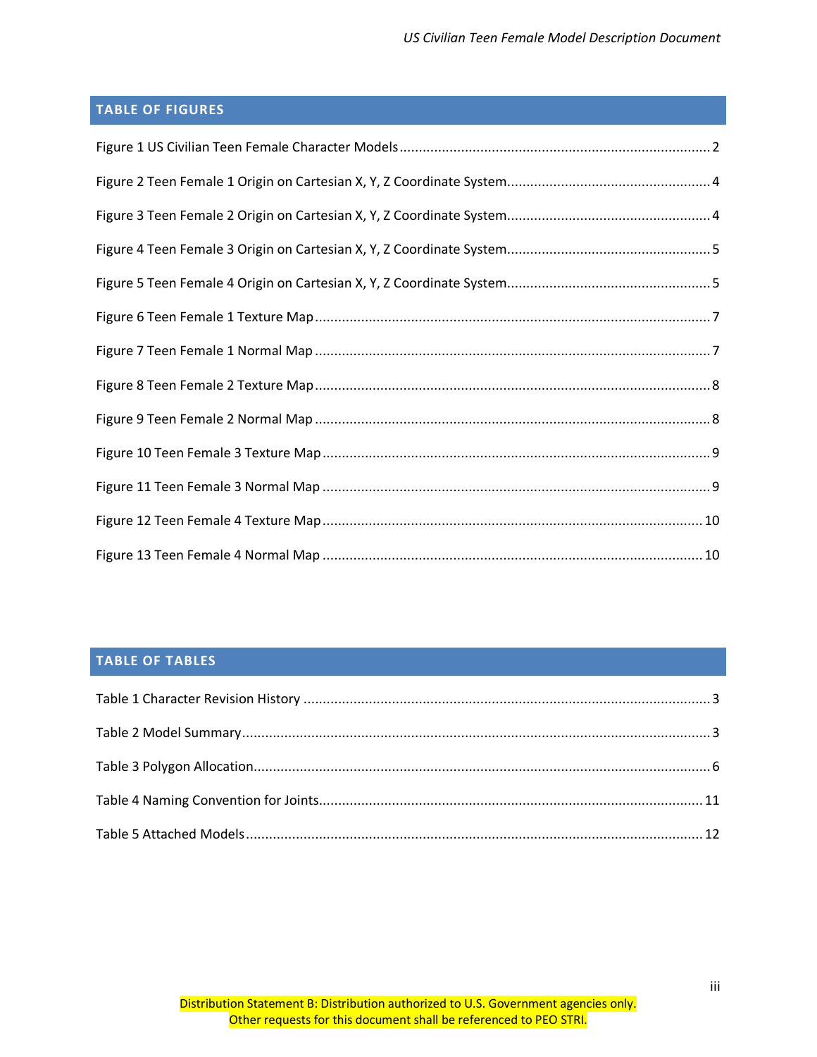## TABLE OF FIGURES

Figure 1 US Civilian Teen Female Character Models ........ 2

Figure 2 Teen Female 1 Origin on Cartesian X, Y, Z Coordinate System........ 4

Figure 3 Teen Female 2 Origin on Cartesian X, Y, Z Coordinate System........ 4

Figure 4 Teen Female 3 Origin on Cartesian X, Y, Z Coordinate System........ 5

Figure 5 Teen Female 4 Origin on Cartesian X, Y, Z Coordinate System........ 5

Figure 6 Teen Female 1 Texture Map ........ 7

Figure 7 Teen Female 1 Normal Map ........ 7

Figure 8 Teen Female 2 Texture Map ........ 8

Figure 9 Teen Female 2 Normal Map ........ 8

Figure 10 Teen Female 3 Texture Map ........ 9

Figure 11 Teen Female 3 Normal Map ........ 9

Figure 12 Teen Female 4 Texture Map ........ 10

Figure 13 Teen Female 4 Normal Map ........ 10

## TABLE OF TABLES

Table 1 Character Revision History ........ 3

Table 2 Model Summary........ 3

Table 3 Polygon Allocation........ 6

Table 4 Naming Convention for Joints........ 11

Table 5 Attached Models........ 12

Distribution Statement B: Distribution authorized to U.S. Government agencies only.
Other requests for this document shall be referenced to PEO STRI.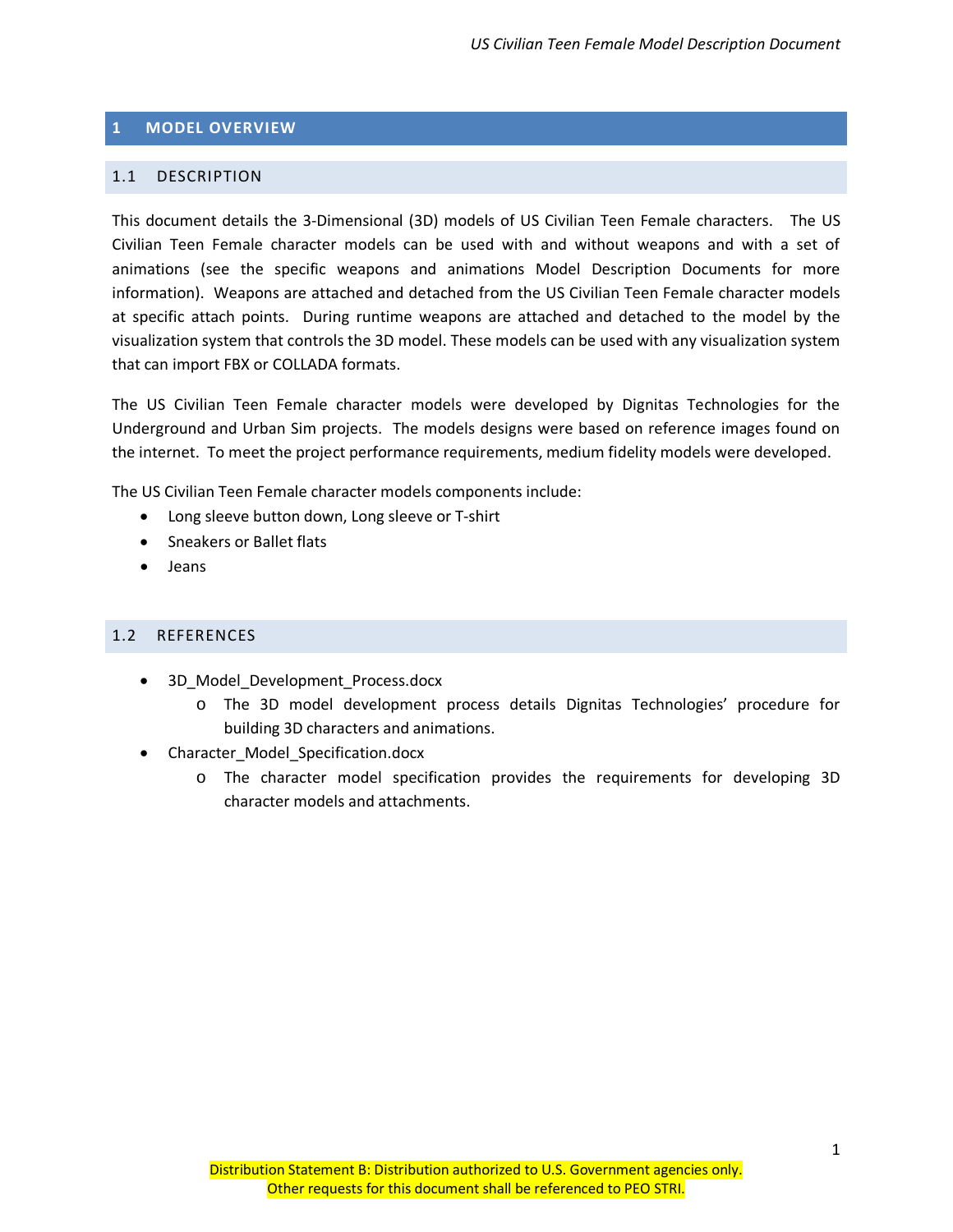# 1 MODEL OVERVIEW

## 1.1 DESCRIPTION

This document details the 3-Dimensional (3D) models of US Civilian Teen Female characters. The US Civilian Teen Female character models can be used with and without weapons and with a set of animations (see the specific weapons and animations Model Description Documents for more information). Weapons are attached and detached from the US Civilian Teen Female character models at specific attach points. During runtime weapons are attached and detached to the model by the visualization system that controls the 3D model. These models can be used with any visualization system that can import FBX or COLLADA formats.

The US Civilian Teen Female character models were developed by Dignitas Technologies for the Underground and Urban Sim projects. The models designs were based on reference images found on the internet. To meet the project performance requirements, medium fidelity models were developed.

The US Civilian Teen Female character models components include:

- Long sleeve button down, Long sleeve or T-shirt
- Sneakers or Ballet flats
- Jeans

## 1.2 REFERENCES

- 3D_Model_Development_Process.docx
  - The 3D model development process details Dignitas Technologies' procedure for building 3D characters and animations.
- Character_Model_Specification.docx
  - The character model specification provides the requirements for developing 3D character models and attachments.

Distribution Statement B: Distribution authorized to U.S. Government agencies only.
Other requests for this document shall be referenced to PEO STRI.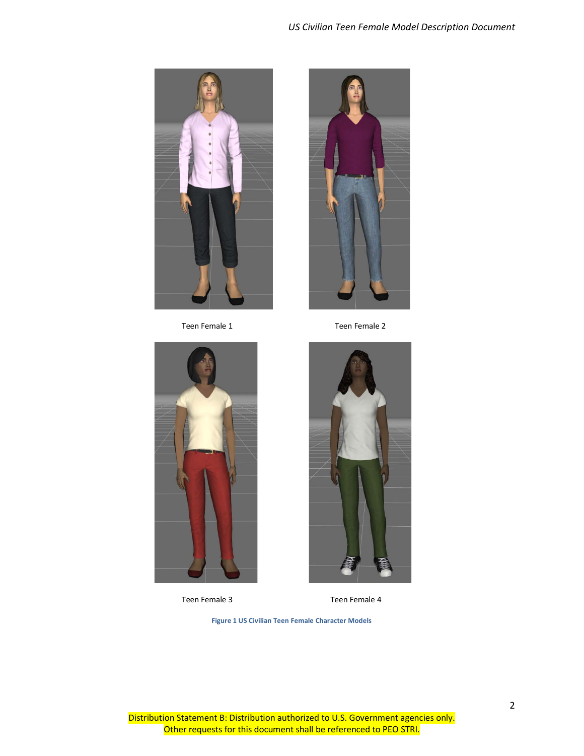Teen Female 1

Teen Female 2

Teen Female 3

Teen Female 4

**Figure 1 US Civilian Teen Female Character Models**

Distribution Statement B: Distribution authorized to U.S. Government agencies only. Other requests for this document shall be referenced to PEO STRI.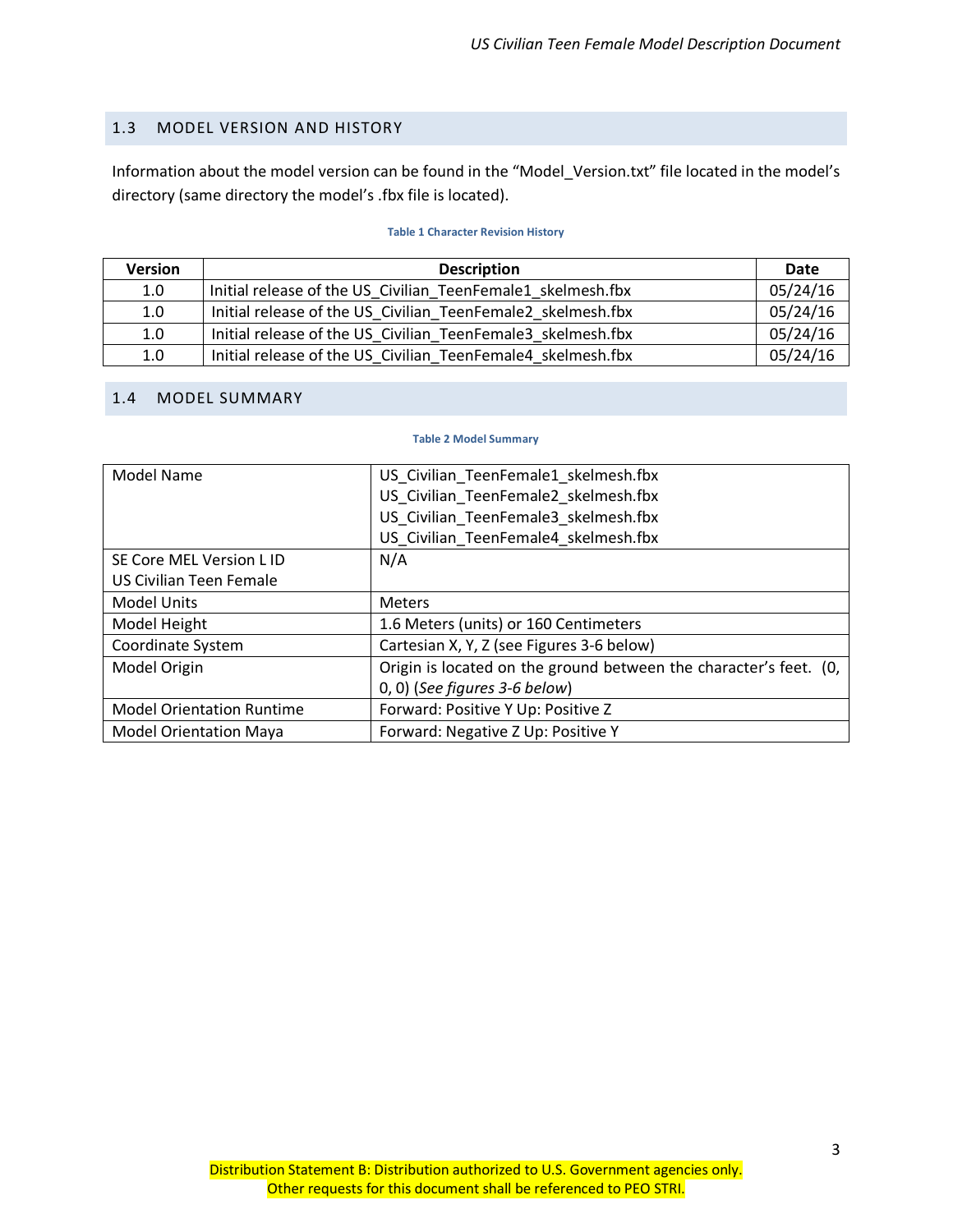## 1.3 MODEL VERSION AND HISTORY

Information about the model version can be found in the “Model_Version.txt” file located in the model’s directory (same directory the model’s .fbx file is located).

**Table 1 Character Revision History**

| Version | Description | Date |
|---|---|---|
| 1.0 | Initial release of the US_Civilian_TeenFemale1_skelmesh.fbx | 05/24/16 |
| 1.0 | Initial release of the US_Civilian_TeenFemale2_skelmesh.fbx | 05/24/16 |
| 1.0 | Initial release of the US_Civilian_TeenFemale3_skelmesh.fbx | 05/24/16 |
| 1.0 | Initial release of the US_Civilian_TeenFemale4_skelmesh.fbx | 05/24/16 |

## 1.4 MODEL SUMMARY

**Table 2 Model Summary**

| | |
|---|---|
| Model Name | US_Civilian_TeenFemale1_skelmesh.fbx<br>US_Civilian_TeenFemale2_skelmesh.fbx<br>US_Civilian_TeenFemale3_skelmesh.fbx<br>US_Civilian_TeenFemale4_skelmesh.fbx |
| SE Core MEL Version L ID<br>US Civilian Teen Female | N/A |
| Model Units | Meters |
| Model Height | 1.6 Meters (units) or 160 Centimeters |
| Coordinate System | Cartesian X, Y, Z (see Figures 3-6 below) |
| Model Origin | Origin is located on the ground between the character’s feet. (0, 0, 0) (*See figures 3-6 below*) |
| Model Orientation Runtime | Forward: Positive Y Up: Positive Z |
| Model Orientation Maya | Forward: Negative Z Up: Positive Y |

Distribution Statement B: Distribution authorized to U.S. Government agencies only.
Other requests for this document shall be referenced to PEO STRI.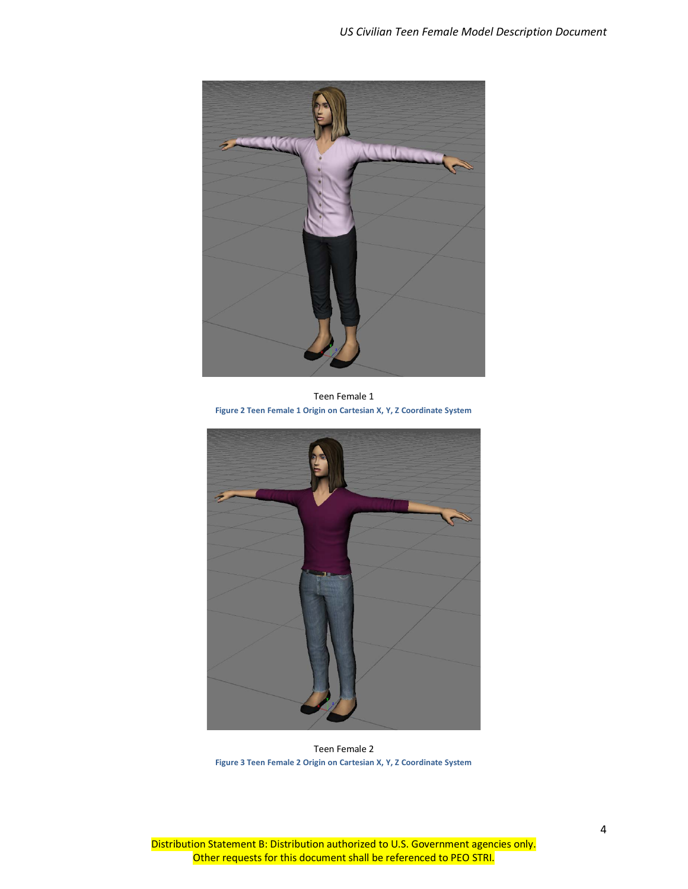Teen Female 1

Figure 2 Teen Female 1 Origin on Cartesian X, Y, Z Coordinate System

Teen Female 2

Figure 3 Teen Female 2 Origin on Cartesian X, Y, Z Coordinate System

Distribution Statement B: Distribution authorized to U.S. Government agencies only. Other requests for this document shall be referenced to PEO STRI.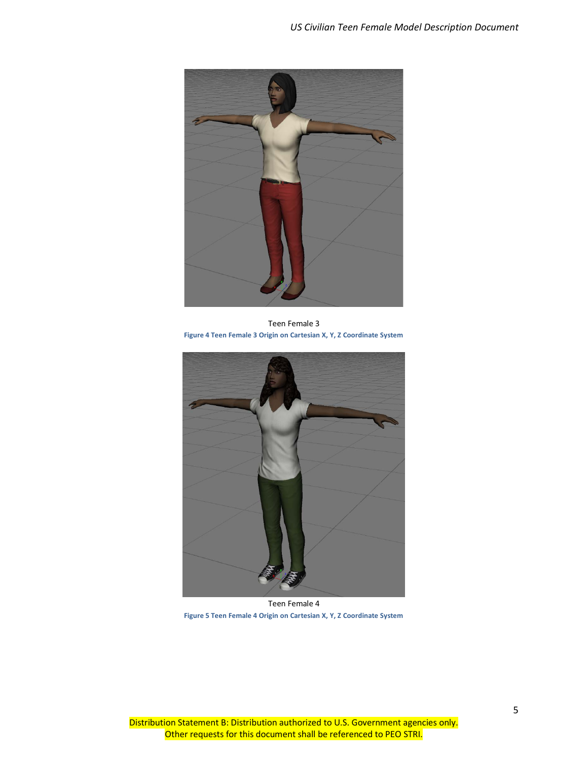Teen Female 3

**Figure 4 Teen Female 3 Origin on Cartesian X, Y, Z Coordinate System**

Teen Female 4

**Figure 5 Teen Female 4 Origin on Cartesian X, Y, Z Coordinate System**

Distribution Statement B: Distribution authorized to U.S. Government agencies only. Other requests for this document shall be referenced to PEO STRI.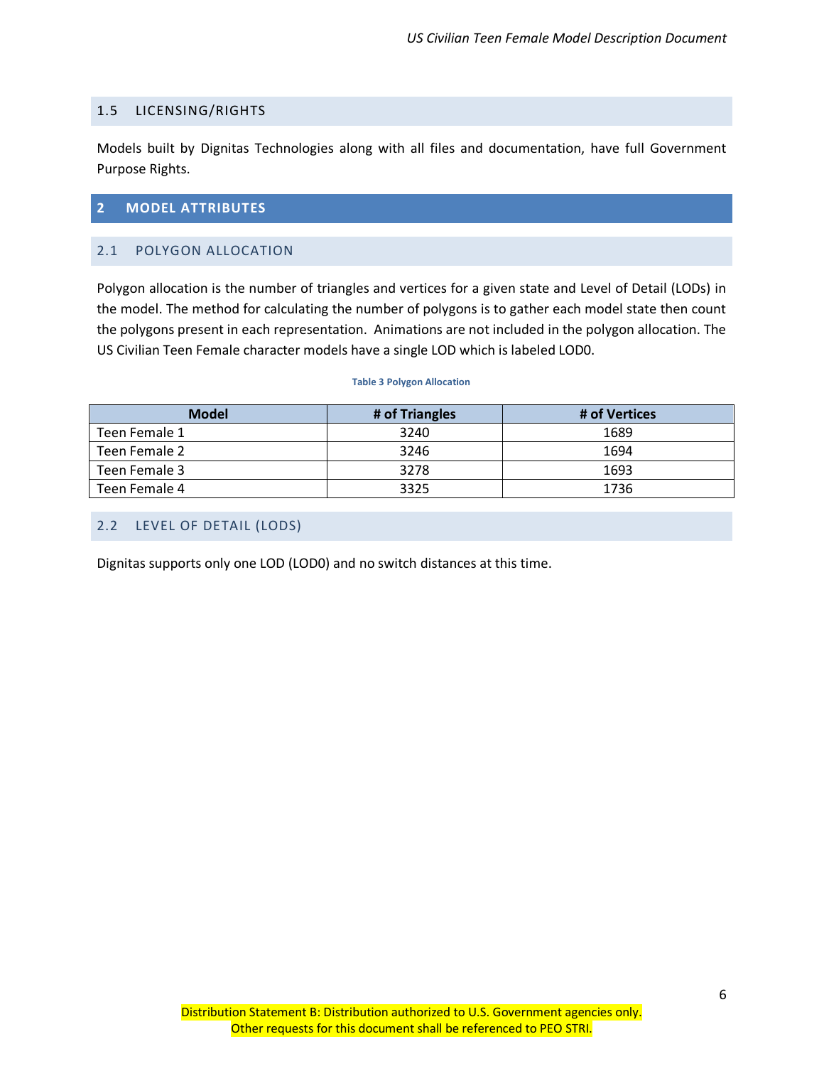## 1.5 LICENSING/RIGHTS

Models built by Dignitas Technologies along with all files and documentation, have full Government Purpose Rights.

# 2 MODEL ATTRIBUTES

## 2.1 POLYGON ALLOCATION

Polygon allocation is the number of triangles and vertices for a given state and Level of Detail (LODs) in the model. The method for calculating the number of polygons is to gather each model state then count the polygons present in each representation. Animations are not included in the polygon allocation. The US Civilian Teen Female character models have a single LOD which is labeled LOD0.

**Table 3 Polygon Allocation**

| Model | # of Triangles | # of Vertices |
|---|---|---|
| Teen Female 1 | 3240 | 1689 |
| Teen Female 2 | 3246 | 1694 |
| Teen Female 3 | 3278 | 1693 |
| Teen Female 4 | 3325 | 1736 |

## 2.2 LEVEL OF DETAIL (LODS)

Dignitas supports only one LOD (LOD0) and no switch distances at this time.

Distribution Statement B: Distribution authorized to U.S. Government agencies only.
Other requests for this document shall be referenced to PEO STRI.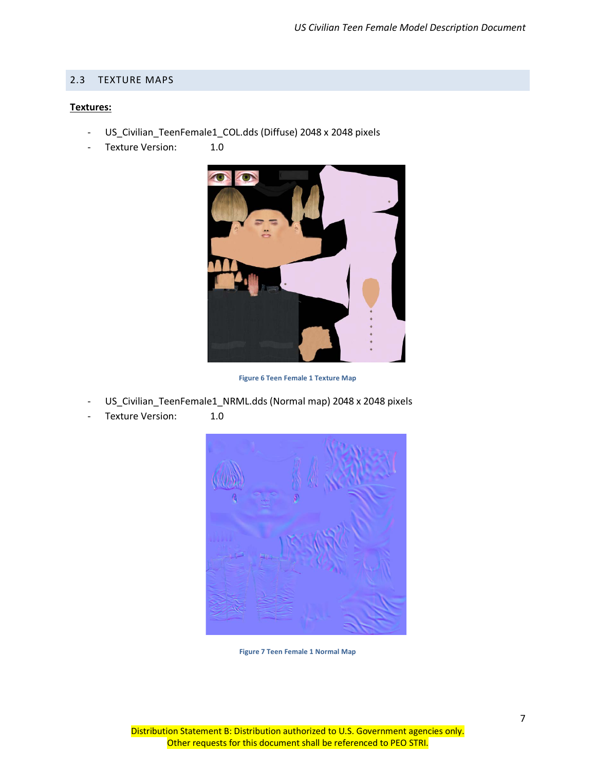## 2.3 TEXTURE MAPS

**Textures:**

- US_Civilian_TeenFemale1_COL.dds (Diffuse) 2048 x 2048 pixels
- Texture Version: 1.0

Figure 6 Teen Female 1 Texture Map

- US_Civilian_TeenFemale1_NRML.dds (Normal map) 2048 x 2048 pixels
- Texture Version: 1.0

Figure 7 Teen Female 1 Normal Map

Distribution Statement B: Distribution authorized to U.S. Government agencies only. Other requests for this document shall be referenced to PEO STRI.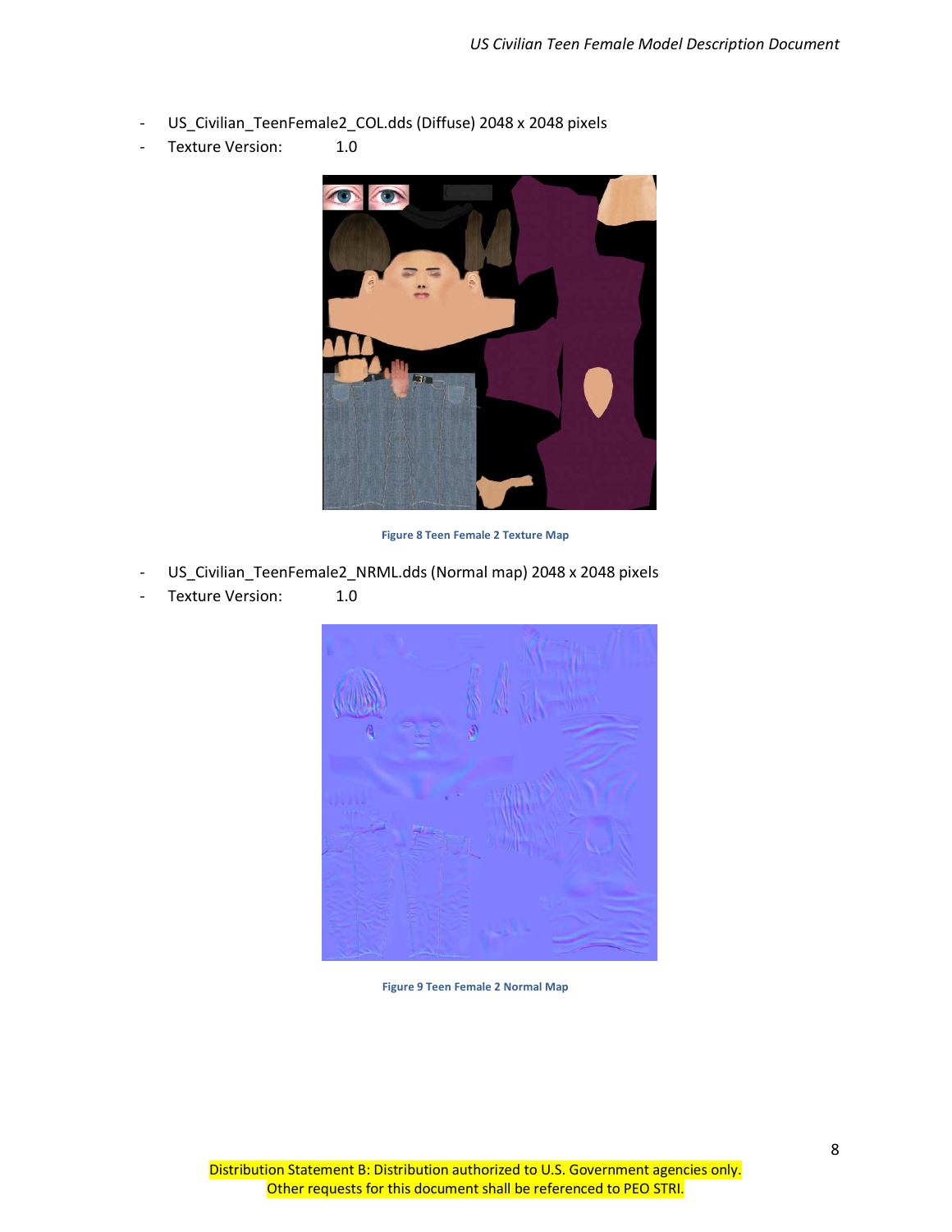- US_Civilian_TeenFemale2_COL.dds (Diffuse) 2048 x 2048 pixels
- Texture Version: 1.0

Figure 8 Teen Female 2 Texture Map

- US_Civilian_TeenFemale2_NRML.dds (Normal map) 2048 x 2048 pixels
- Texture Version: 1.0

Figure 9 Teen Female 2 Normal Map

Distribution Statement B: Distribution authorized to U.S. Government agencies only.
Other requests for this document shall be referenced to PEO STRI.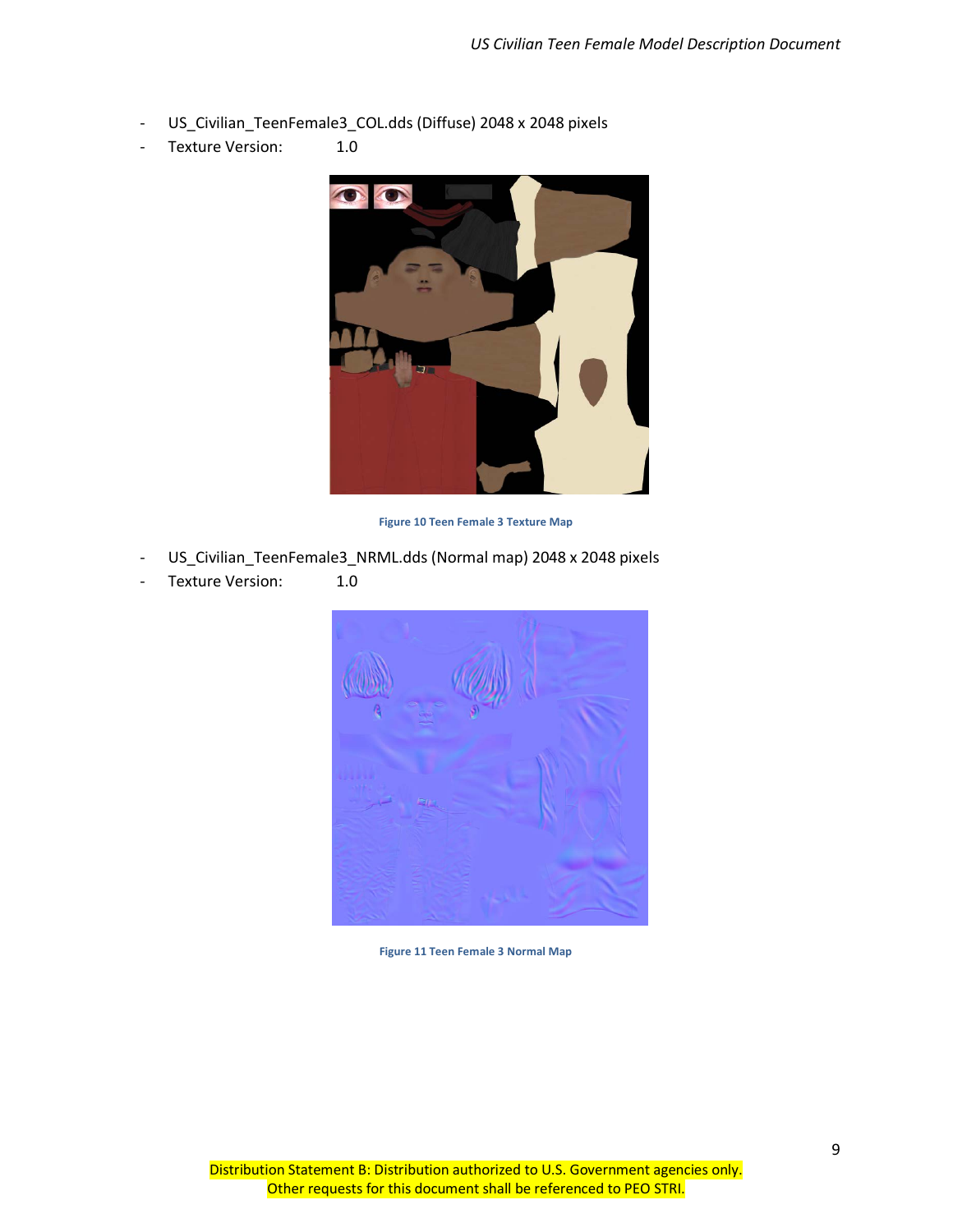- US_Civilian_TeenFemale3_COL.dds (Diffuse) 2048 x 2048 pixels
- Texture Version: 1.0

Figure 10 Teen Female 3 Texture Map

- US_Civilian_TeenFemale3_NRML.dds (Normal map) 2048 x 2048 pixels
- Texture Version: 1.0

Figure 11 Teen Female 3 Normal Map

Distribution Statement B: Distribution authorized to U.S. Government agencies only.
Other requests for this document shall be referenced to PEO STRI.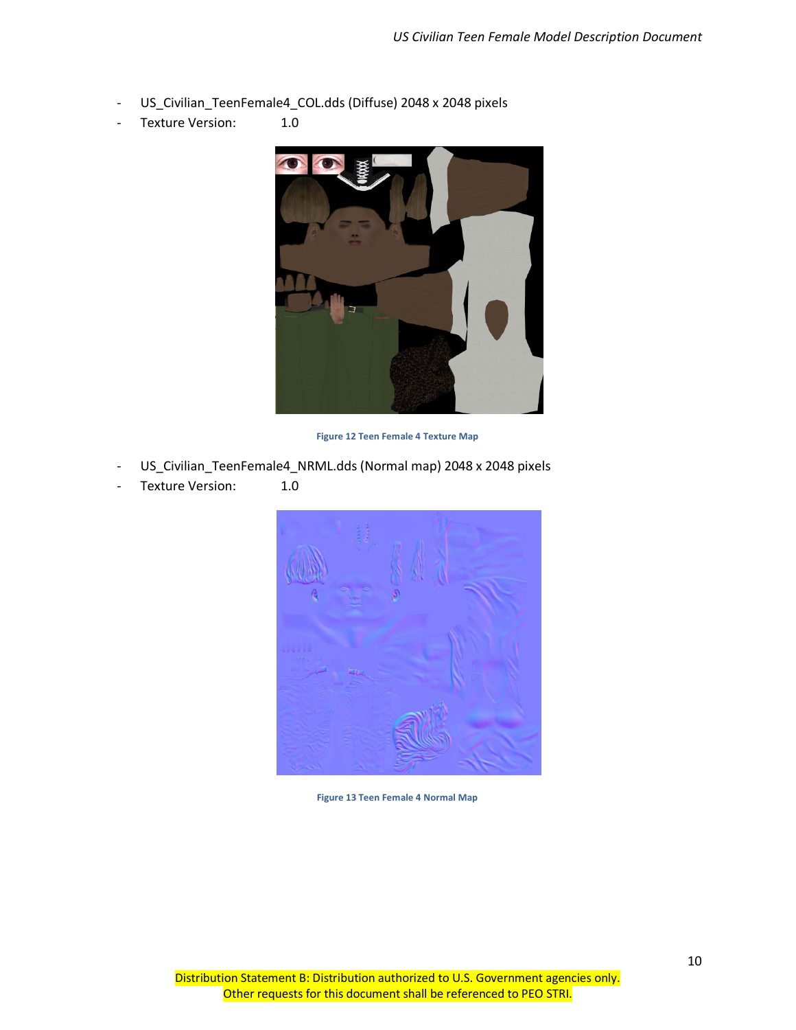- US_Civilian_TeenFemale4_COL.dds (Diffuse) 2048 x 2048 pixels
- Texture Version: 1.0

Figure 12 Teen Female 4 Texture Map

- US_Civilian_TeenFemale4_NRML.dds (Normal map) 2048 x 2048 pixels
- Texture Version: 1.0

Figure 13 Teen Female 4 Normal Map

Distribution Statement B: Distribution authorized to U.S. Government agencies only.
Other requests for this document shall be referenced to PEO STRI.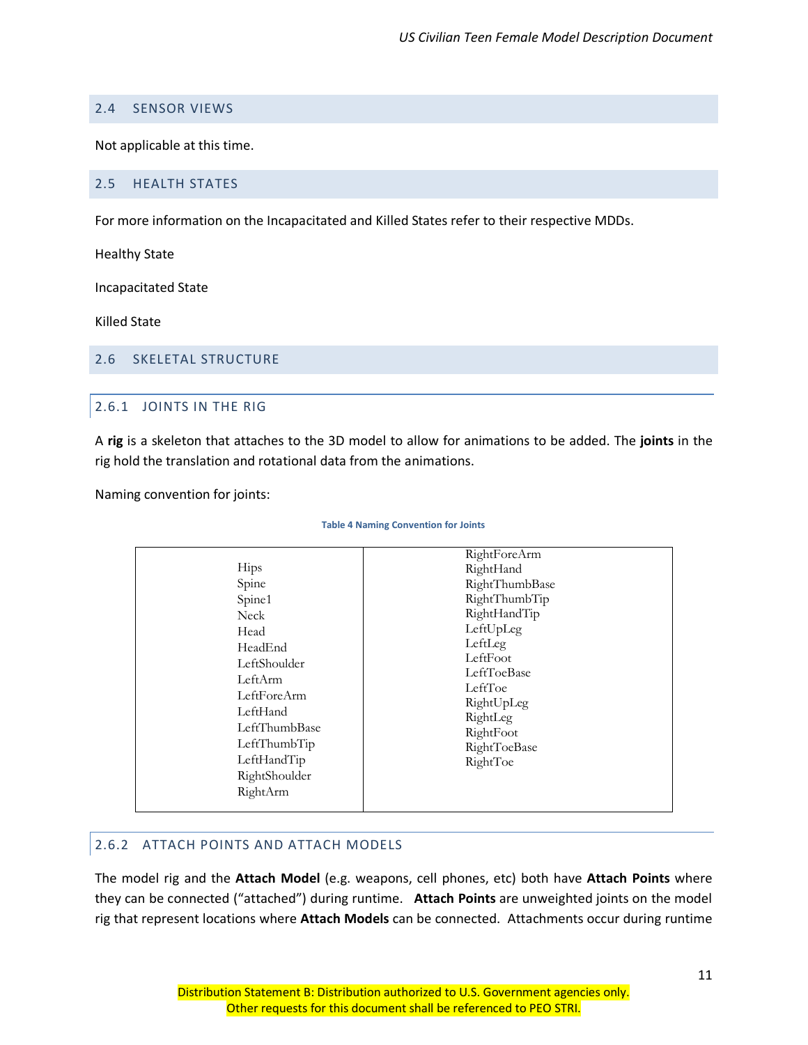## 2.4 SENSOR VIEWS

Not applicable at this time.

## 2.5 HEALTH STATES

For more information on the Incapacitated and Killed States refer to their respective MDDs.

Healthy State

Incapacitated State

Killed State

## 2.6 SKELETAL STRUCTURE

### 2.6.1 JOINTS IN THE RIG

A **rig** is a skeleton that attaches to the 3D model to allow for animations to be added. The **joints** in the rig hold the translation and rotational data from the animations.

Naming convention for joints:

**Table 4 Naming Convention for Joints**

| | |
|---|---|
| Hips<br>Spine<br>Spine1<br>Neck<br>Head<br>HeadEnd<br>LeftShoulder<br>LeftArm<br>LeftForeArm<br>LeftHand<br>LeftThumbBase<br>LeftThumbTip<br>LeftHandTip<br>RightShoulder<br>RightArm | RightForeArm<br>RightHand<br>RightThumbBase<br>RightThumbTip<br>RightHandTip<br>LeftUpLeg<br>LeftLeg<br>LeftFoot<br>LeftToeBase<br>LeftToe<br>RightUpLeg<br>RightLeg<br>RightFoot<br>RightToeBase<br>RightToe |

### 2.6.2 ATTACH POINTS AND ATTACH MODELS

The model rig and the **Attach Model** (e.g. weapons, cell phones, etc) both have **Attach Points** where they can be connected ("attached") during runtime. **Attach Points** are unweighted joints on the model rig that represent locations where **Attach Models** can be connected. Attachments occur during runtime

Distribution Statement B: Distribution authorized to U.S. Government agencies only.
Other requests for this document shall be referenced to PEO STRI.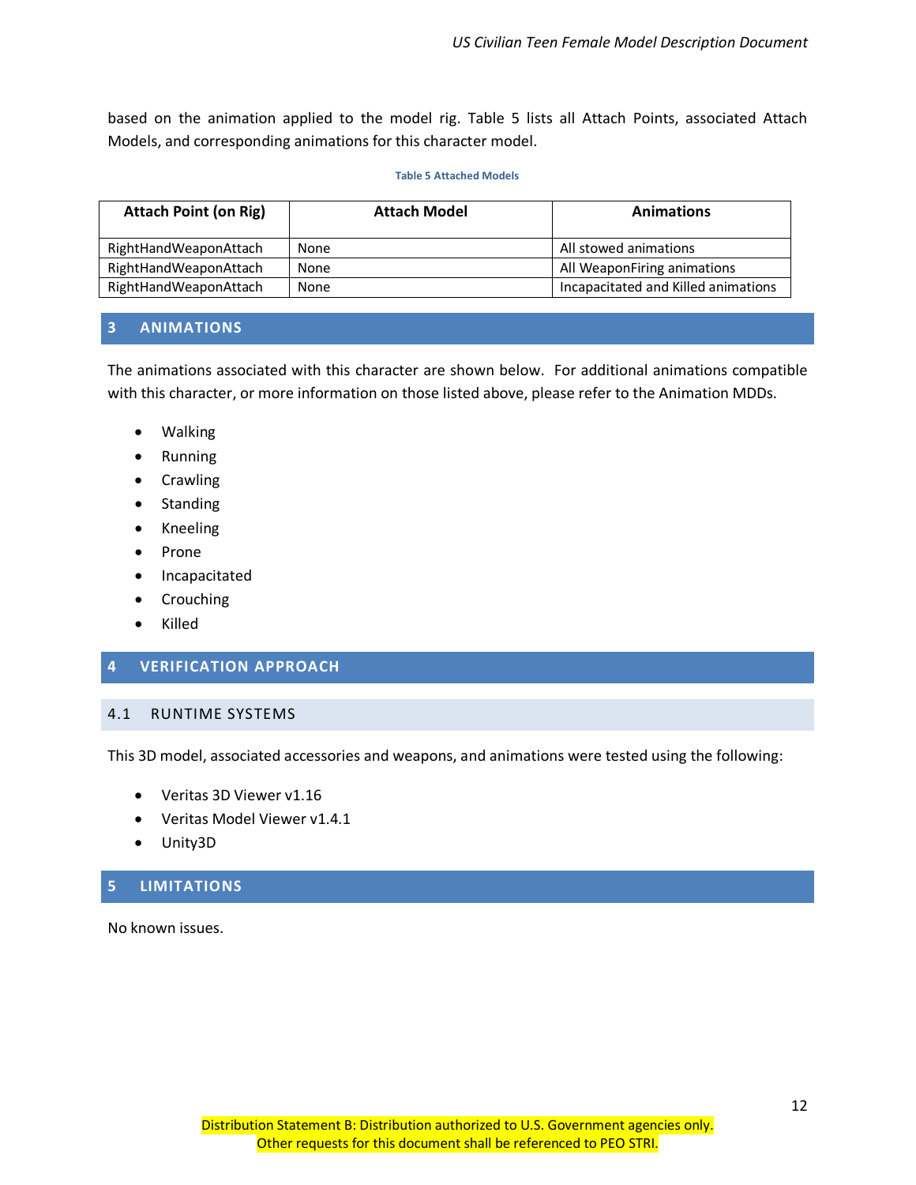based on the animation applied to the model rig. Table 5 lists all Attach Points, associated Attach Models, and corresponding animations for this character model.

**Table 5 Attached Models**

| Attach Point (on Rig) | Attach Model | Animations |
|---|---|---|
| RightHandWeaponAttach | None | All stowed animations |
| RightHandWeaponAttach | None | All WeaponFiring animations |
| RightHandWeaponAttach | None | Incapacitated and Killed animations |

# 3 ANIMATIONS

The animations associated with this character are shown below. For additional animations compatible with this character, or more information on those listed above, please refer to the Animation MDDs.

- Walking
- Running
- Crawling
- Standing
- Kneeling
- Prone
- Incapacitated
- Crouching
- Killed

# 4 VERIFICATION APPROACH

## 4.1 RUNTIME SYSTEMS

This 3D model, associated accessories and weapons, and animations were tested using the following:

- Veritas 3D Viewer v1.16
- Veritas Model Viewer v1.4.1
- Unity3D

# 5 LIMITATIONS

No known issues.

Distribution Statement B: Distribution authorized to U.S. Government agencies only.
Other requests for this document shall be referenced to PEO STRI.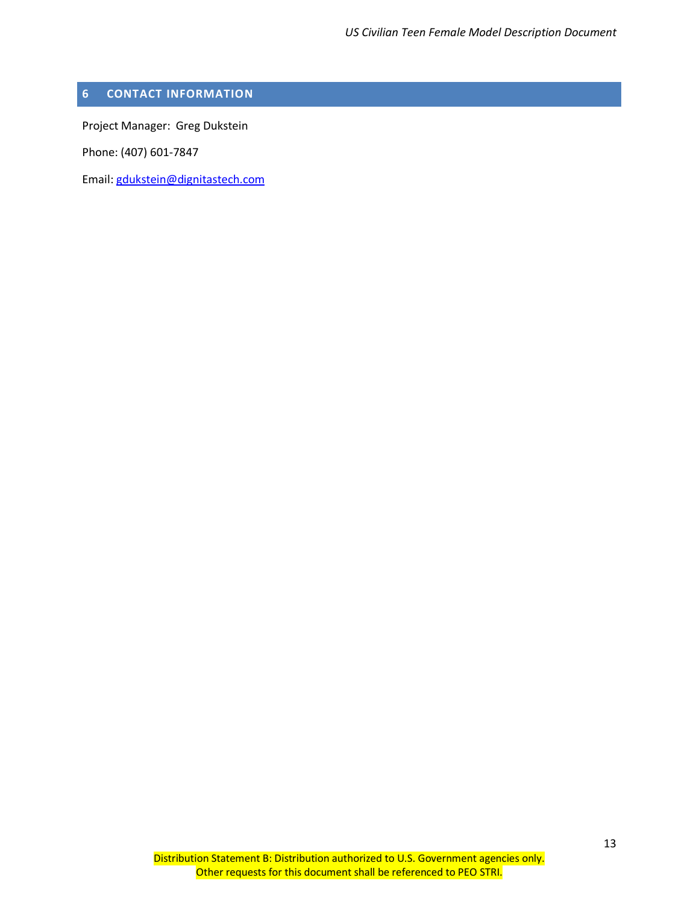## 6 CONTACT INFORMATION

Project Manager: Greg Dukstein

Phone: (407) 601-7847

Email: gdukstein@dignitastech.com

Distribution Statement B: Distribution authorized to U.S. Government agencies only.
Other requests for this document shall be referenced to PEO STRI.